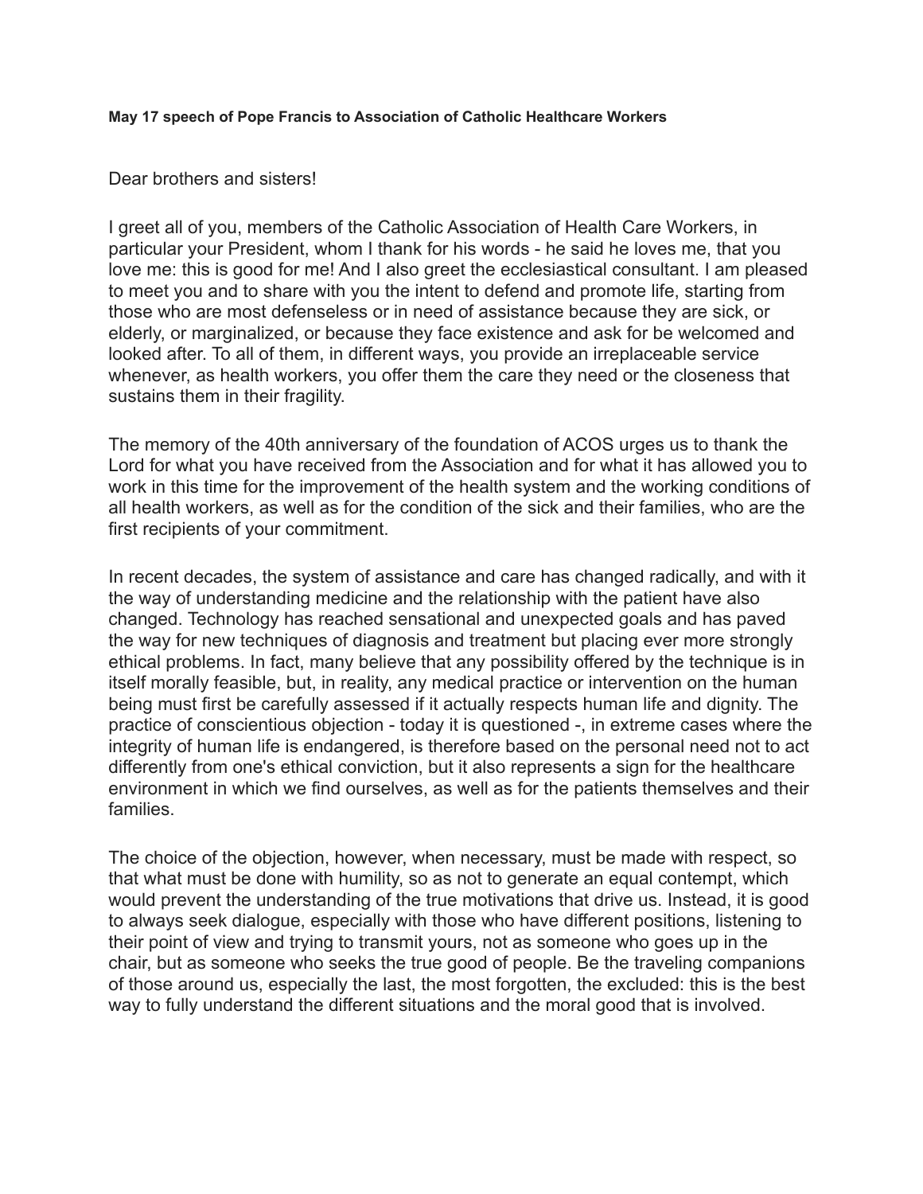**May 17 speech of Pope Francis to Association of Catholic Healthcare Workers**

Dear brothers and sisters!

I greet all of you, members of the Catholic Association of Health Care Workers, in particular your President, whom I thank for his words - he said he loves me, that you love me: this is good for me! And I also greet the ecclesiastical consultant. I am pleased to meet you and to share with you the intent to defend and promote life, starting from those who are most defenseless or in need of assistance because they are sick, or elderly, or marginalized, or because they face existence and ask for be welcomed and looked after. To all of them, in different ways, you provide an irreplaceable service whenever, as health workers, you offer them the care they need or the closeness that sustains them in their fragility.

The memory of the 40th anniversary of the foundation of ACOS urges us to thank the Lord for what you have received from the Association and for what it has allowed you to work in this time for the improvement of the health system and the working conditions of all health workers, as well as for the condition of the sick and their families, who are the first recipients of your commitment.

In recent decades, the system of assistance and care has changed radically, and with it the way of understanding medicine and the relationship with the patient have also changed. Technology has reached sensational and unexpected goals and has paved the way for new techniques of diagnosis and treatment but placing ever more strongly ethical problems. In fact, many believe that any possibility offered by the technique is in itself morally feasible, but, in reality, any medical practice or intervention on the human being must first be carefully assessed if it actually respects human life and dignity. The practice of conscientious objection - today it is questioned -, in extreme cases where the integrity of human life is endangered, is therefore based on the personal need not to act differently from one's ethical conviction, but it also represents a sign for the healthcare environment in which we find ourselves, as well as for the patients themselves and their families.

The choice of the objection, however, when necessary, must be made with respect, so that what must be done with humility, so as not to generate an equal contempt, which would prevent the understanding of the true motivations that drive us. Instead, it is good to always seek dialogue, especially with those who have different positions, listening to their point of view and trying to transmit yours, not as someone who goes up in the chair, but as someone who seeks the true good of people. Be the traveling companions of those around us, especially the last, the most forgotten, the excluded: this is the best way to fully understand the different situations and the moral good that is involved.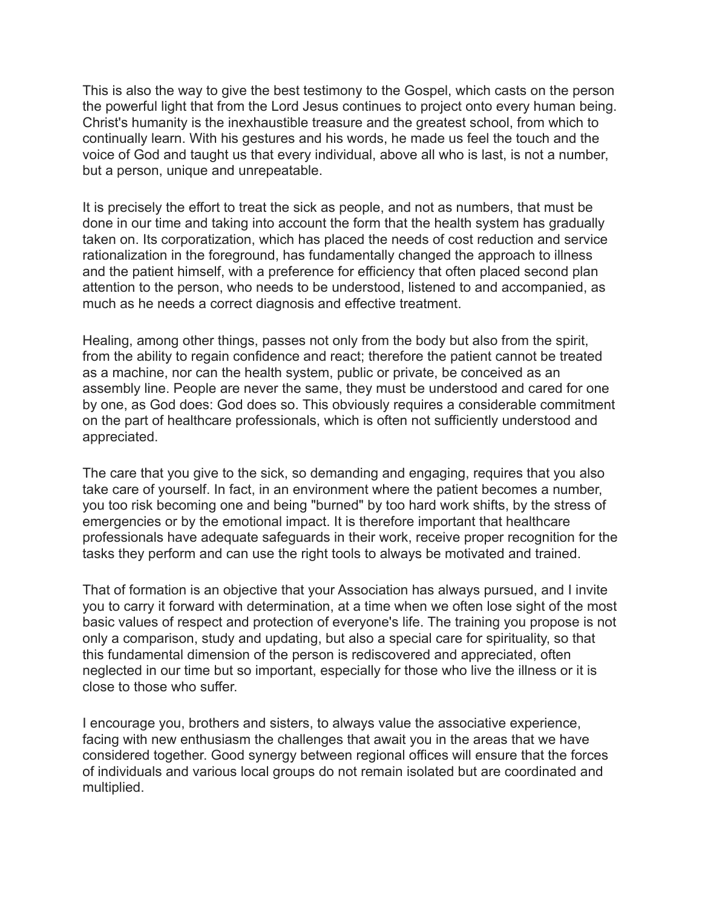This is also the way to give the best testimony to the Gospel, which casts on the person the powerful light that from the Lord Jesus continues to project onto every human being. Christ's humanity is the inexhaustible treasure and the greatest school, from which to continually learn. With his gestures and his words, he made us feel the touch and the voice of God and taught us that every individual, above all who is last, is not a number, but a person, unique and unrepeatable.

It is precisely the effort to treat the sick as people, and not as numbers, that must be done in our time and taking into account the form that the health system has gradually taken on. Its corporatization, which has placed the needs of cost reduction and service rationalization in the foreground, has fundamentally changed the approach to illness and the patient himself, with a preference for efficiency that often placed second plan attention to the person, who needs to be understood, listened to and accompanied, as much as he needs a correct diagnosis and effective treatment.

Healing, among other things, passes not only from the body but also from the spirit, from the ability to regain confidence and react; therefore the patient cannot be treated as a machine, nor can the health system, public or private, be conceived as an assembly line. People are never the same, they must be understood and cared for one by one, as God does: God does so. This obviously requires a considerable commitment on the part of healthcare professionals, which is often not sufficiently understood and appreciated.

The care that you give to the sick, so demanding and engaging, requires that you also take care of yourself. In fact, in an environment where the patient becomes a number, you too risk becoming one and being "burned" by too hard work shifts, by the stress of emergencies or by the emotional impact. It is therefore important that healthcare professionals have adequate safeguards in their work, receive proper recognition for the tasks they perform and can use the right tools to always be motivated and trained.

That of formation is an objective that your Association has always pursued, and I invite you to carry it forward with determination, at a time when we often lose sight of the most basic values of respect and protection of everyone's life. The training you propose is not only a comparison, study and updating, but also a special care for spirituality, so that this fundamental dimension of the person is rediscovered and appreciated, often neglected in our time but so important, especially for those who live the illness or it is close to those who suffer.

I encourage you, brothers and sisters, to always value the associative experience, facing with new enthusiasm the challenges that await you in the areas that we have considered together. Good synergy between regional offices will ensure that the forces of individuals and various local groups do not remain isolated but are coordinated and multiplied.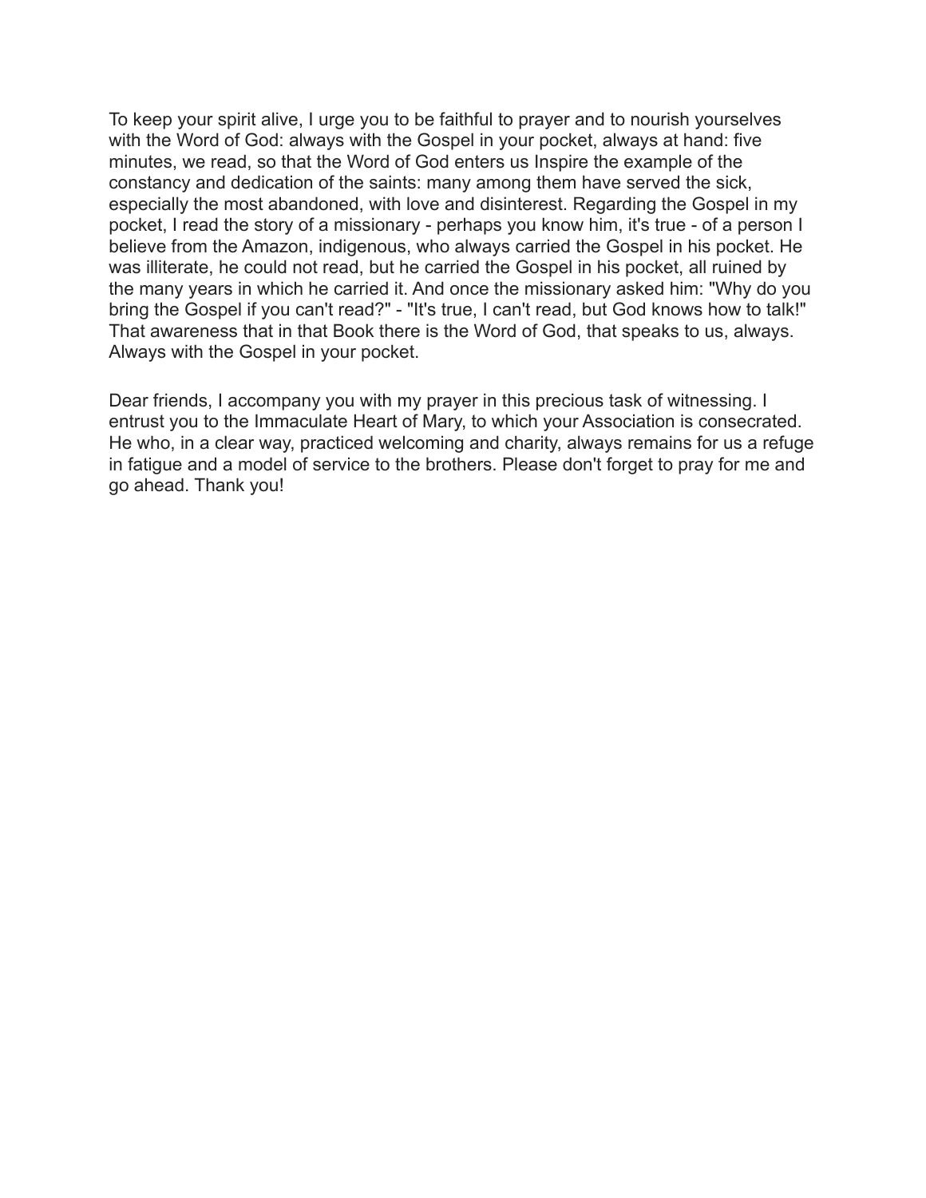To keep your spirit alive, I urge you to be faithful to prayer and to nourish yourselves with the Word of God: always with the Gospel in your pocket, always at hand: five minutes, we read, so that the Word of God enters us Inspire the example of the constancy and dedication of the saints: many among them have served the sick, especially the most abandoned, with love and disinterest. Regarding the Gospel in my pocket, I read the story of a missionary - perhaps you know him, it's true - of a person I believe from the Amazon, indigenous, who always carried the Gospel in his pocket. He was illiterate, he could not read, but he carried the Gospel in his pocket, all ruined by the many years in which he carried it. And once the missionary asked him: "Why do you bring the Gospel if you can't read?" - "It's true, I can't read, but God knows how to talk!" That awareness that in that Book there is the Word of God, that speaks to us, always. Always with the Gospel in your pocket.

Dear friends, I accompany you with my prayer in this precious task of witnessing. I entrust you to the Immaculate Heart of Mary, to which your Association is consecrated. He who, in a clear way, practiced welcoming and charity, always remains for us a refuge in fatigue and a model of service to the brothers. Please don't forget to pray for me and go ahead. Thank you!